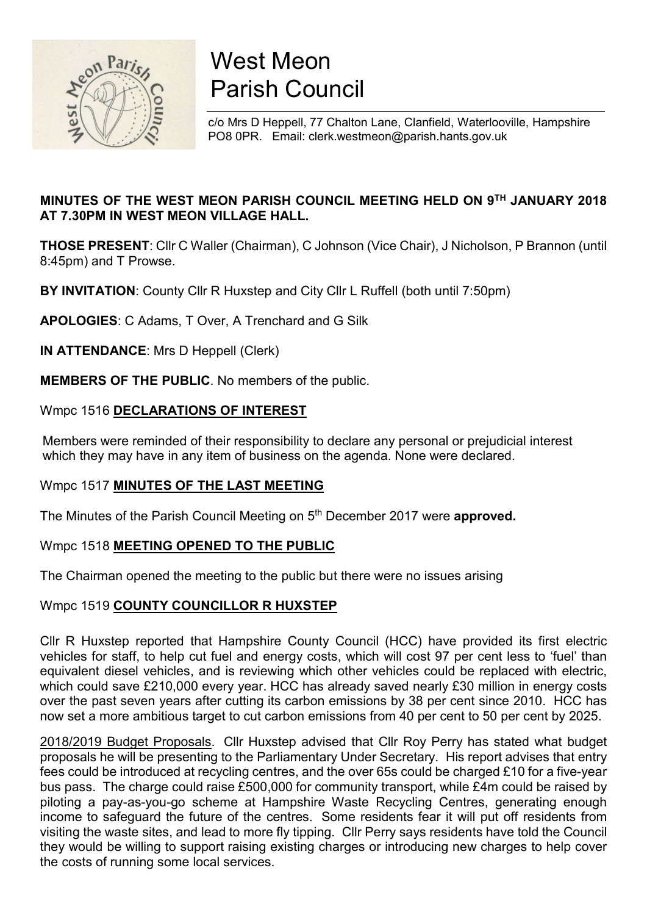# West Meon Parish Council

c/o Mrs D Heppell, 77 Chalton Lane, Clanfield, Waterlooville, Hampshire PO8 0PR. Email: clerk.westmeon@parish.hants.gov.uk

**MINUTES OF THE WEST MEON PARISH COUNCIL MEETING HELD ON 9TH JANUARY 2018 AT 7.30PM IN WEST MEON VILLAGE HALL.**

**THOSE PRESENT**: Cllr C Waller (Chairman), C Johnson (Vice Chair), J Nicholson, P Brannon (until 8:45pm) and T Prowse.

**BY INVITATION**: County Cllr R Huxstep and City Cllr L Ruffell (both until 7:50pm)

**APOLOGIES**: C Adams, T Over, A Trenchard and G Silk

**IN ATTENDANCE**: Mrs D Heppell (Clerk)

**MEMBERS OF THE PUBLIC**. No members of the public.

Wmpc 1516 **DECLARATIONS OF INTEREST**

Members were reminded of their responsibility to declare any personal or prejudicial interest which they may have in any item of business on the agenda. None were declared.

Wmpc 1517 **MINUTES OF THE LAST MEETING**

The Minutes of the Parish Council Meeting on 5th December 2017 were **approved.**

Wmpc 1518 **MEETING OPENED TO THE PUBLIC**

The Chairman opened the meeting to the public but there were no issues arising

Wmpc 1519 **COUNTY COUNCILLOR R HUXSTEP**

Cllr R Huxstep reported that Hampshire County Council (HCC) have provided its first electric vehicles for staff, to help cut fuel and energy costs, which will cost 97 per cent less to 'fuel' than equivalent diesel vehicles, and is reviewing which other vehicles could be replaced with electric, which could save £210,000 every year. HCC has already saved nearly £30 million in energy costs over the past seven years after cutting its carbon emissions by 38 per cent since 2010. HCC has now set a more ambitious target to cut carbon emissions from 40 per cent to 50 per cent by 2025.

2018/2019 Budget Proposals. Cllr Huxstep advised that Cllr Roy Perry has stated what budget proposals he will be presenting to the Parliamentary Under Secretary. His report advises that entry fees could be introduced at recycling centres, and the over 65s could be charged £10 for a five-year bus pass. The charge could raise £500,000 for community transport, while £4m could be raised by piloting a pay-as-you-go scheme at Hampshire Waste Recycling Centres, generating enough income to safeguard the future of the centres. Some residents fear it will put off residents from visiting the waste sites, and lead to more fly tipping. Cllr Perry says residents have told the Council they would be willing to support raising existing charges or introducing new charges to help cover the costs of running some local services.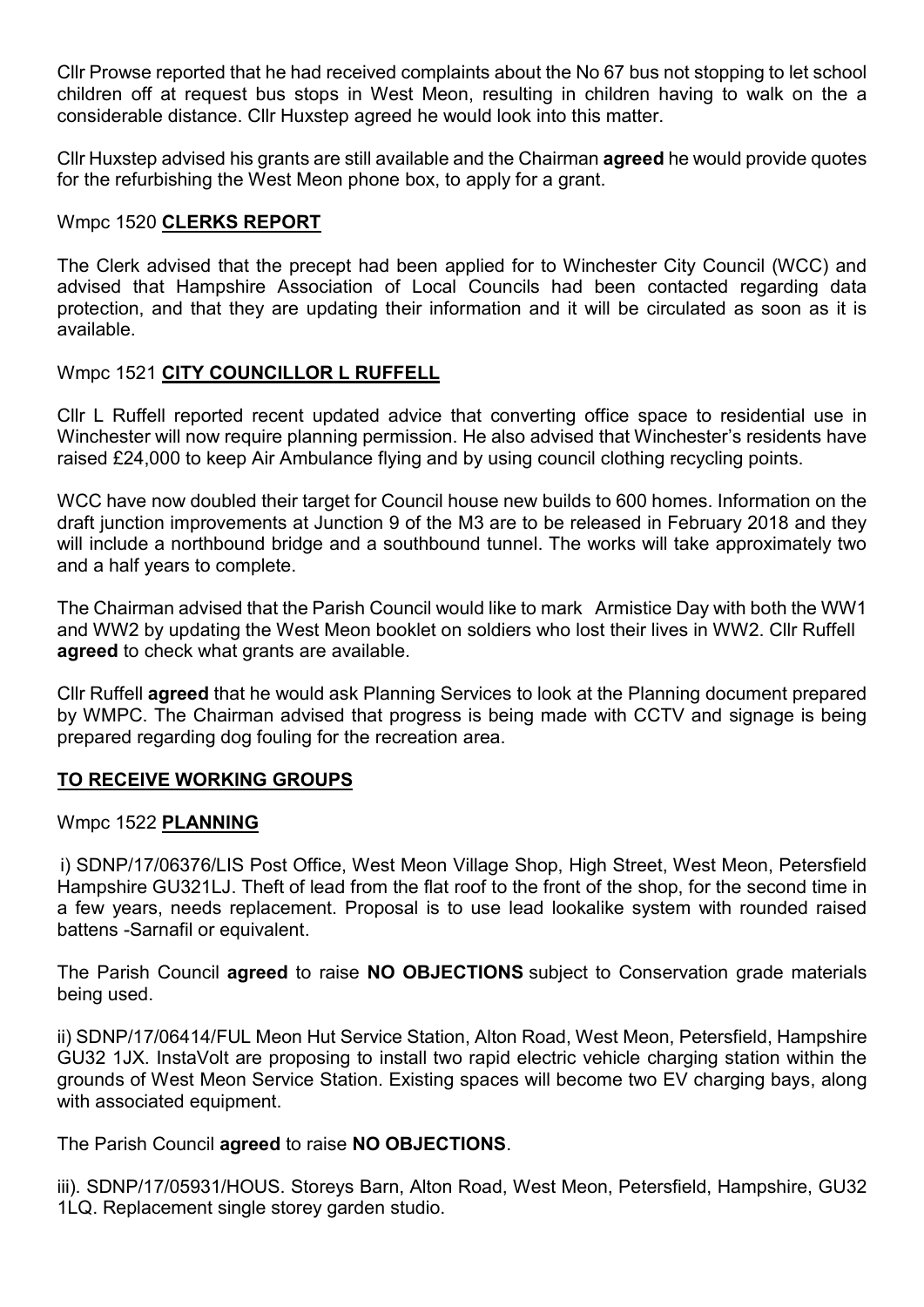Cllr Prowse reported that he had received complaints about the No 67 bus not stopping to let school children off at request bus stops in West Meon, resulting in children having to walk on the a considerable distance. Cllr Huxstep agreed he would look into this matter.

Cllr Huxstep advised his grants are still available and the Chairman **agreed** he would provide quotes for the refurbishing the West Meon phone box, to apply for a grant.

Wmpc 1520 **CLERKS REPORT**

The Clerk advised that the precept had been applied for to Winchester City Council (WCC) and advised that Hampshire Association of Local Councils had been contacted regarding data protection, and that they are updating their information and it will be circulated as soon as it is available.

Wmpc 1521 **CITY COUNCILLOR L RUFFELL**

Cllr L Ruffell reported recent updated advice that converting office space to residential use in Winchester will now require planning permission. He also advised that Winchester's residents have raised £24,000 to keep Air Ambulance flying and by using council clothing recycling points.

WCC have now doubled their target for Council house new builds to 600 homes. Information on the draft junction improvements at Junction 9 of the M3 are to be released in February 2018 and they will include a northbound bridge and a southbound tunnel. The works will take approximately two and a half years to complete.

The Chairman advised that the Parish Council would like to mark Armistice Day with both the WW1 and WW2 by updating the West Meon booklet on soldiers who lost their lives in WW2. Cllr Ruffell **agreed** to check what grants are available.

Cllr Ruffell **agreed** that he would ask Planning Services to look at the Planning document prepared by WMPC. The Chairman advised that progress is being made with CCTV and signage is being prepared regarding dog fouling for the recreation area.

**TO RECEIVE WORKING GROUPS**

Wmpc 1522 **PLANNING**

i) SDNP/17/06376/LIS Post Office, West Meon Village Shop, High Street, West Meon, Petersfield Hampshire GU321LJ. Theft of lead from the flat roof to the front of the shop, for the second time in a few years, needs replacement. Proposal is to use lead lookalike system with rounded raised battens -Sarnafil or equivalent.

The Parish Council **agreed** to raise **NO OBJECTIONS** subject to Conservation grade materials being used.

ii) SDNP/17/06414/FUL Meon Hut Service Station, Alton Road, West Meon, Petersfield, Hampshire GU32 1JX. InstaVolt are proposing to install two rapid electric vehicle charging station within the grounds of West Meon Service Station. Existing spaces will become two EV charging bays, along with associated equipment.

The Parish Council **agreed** to raise **NO OBJECTIONS**.

iii). SDNP/17/05931/HOUS. Storeys Barn, Alton Road, West Meon, Petersfield, Hampshire, GU32 1LQ. Replacement single storey garden studio.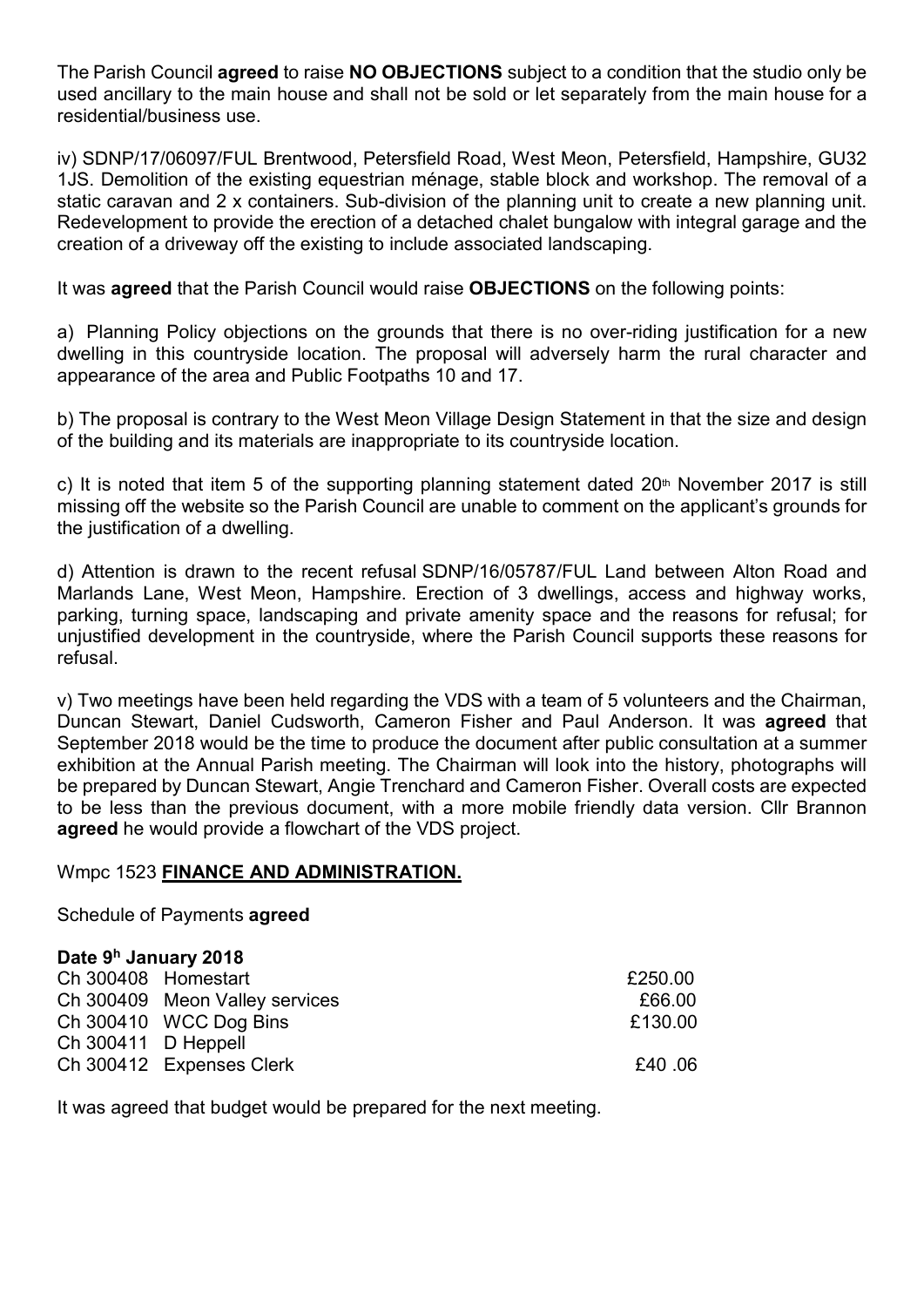The Parish Council **agreed** to raise **NO OBJECTIONS** subject to a condition that the studio only be used ancillary to the main house and shall not be sold or let separately from the main house for a residential/business use.

iv) SDNP/17/06097/FUL Brentwood, Petersfield Road, West Meon, Petersfield, Hampshire, GU32 1JS. Demolition of the existing equestrian ménage, stable block and workshop. The removal of a static caravan and 2 x containers. Sub-division of the planning unit to create a new planning unit. Redevelopment to provide the erection of a detached chalet bungalow with integral garage and the creation of a driveway off the existing to include associated landscaping.

It was **agreed** that the Parish Council would raise **OBJECTIONS** on the following points:

a) Planning Policy objections on the grounds that there is no over-riding justification for a new dwelling in this countryside location. The proposal will adversely harm the rural character and appearance of the area and Public Footpaths 10 and 17.

b) The proposal is contrary to the West Meon Village Design Statement in that the size and design of the building and its materials are inappropriate to its countryside location.

c) It is noted that item 5 of the supporting planning statement dated 20th November 2017 is still missing off the website so the Parish Council are unable to comment on the applicant's grounds for the justification of a dwelling.

d) Attention is drawn to the recent refusal SDNP/16/05787/FUL Land between Alton Road and Marlands Lane, West Meon, Hampshire. Erection of 3 dwellings, access and highway works, parking, turning space, landscaping and private amenity space and the reasons for refusal; for unjustified development in the countryside, where the Parish Council supports these reasons for refusal.

v) Two meetings have been held regarding the VDS with a team of 5 volunteers and the Chairman, Duncan Stewart, Daniel Cudsworth, Cameron Fisher and Paul Anderson. It was **agreed** that September 2018 would be the time to produce the document after public consultation at a summer exhibition at the Annual Parish meeting. The Chairman will look into the history, photographs will be prepared by Duncan Stewart, Angie Trenchard and Cameron Fisher. Overall costs are expected to be less than the previous document, with a more mobile friendly data version. Cllr Brannon **agreed** he would provide a flowchart of the VDS project.

Wmpc 1523 **FINANCE AND ADMINISTRATION.**

Schedule of Payments **agreed**

**Date 9h January 2018**

| | | |
|---|---|---|
| Ch 300408 | Homestart | £250.00 |
| Ch 300409 | Meon Valley services | £66.00 |
| Ch 300410 | WCC Dog Bins | £130.00 |
| Ch 300411 | D Heppell | |
| Ch 300412 | Expenses Clerk | £40 .06 |

It was agreed that budget would be prepared for the next meeting.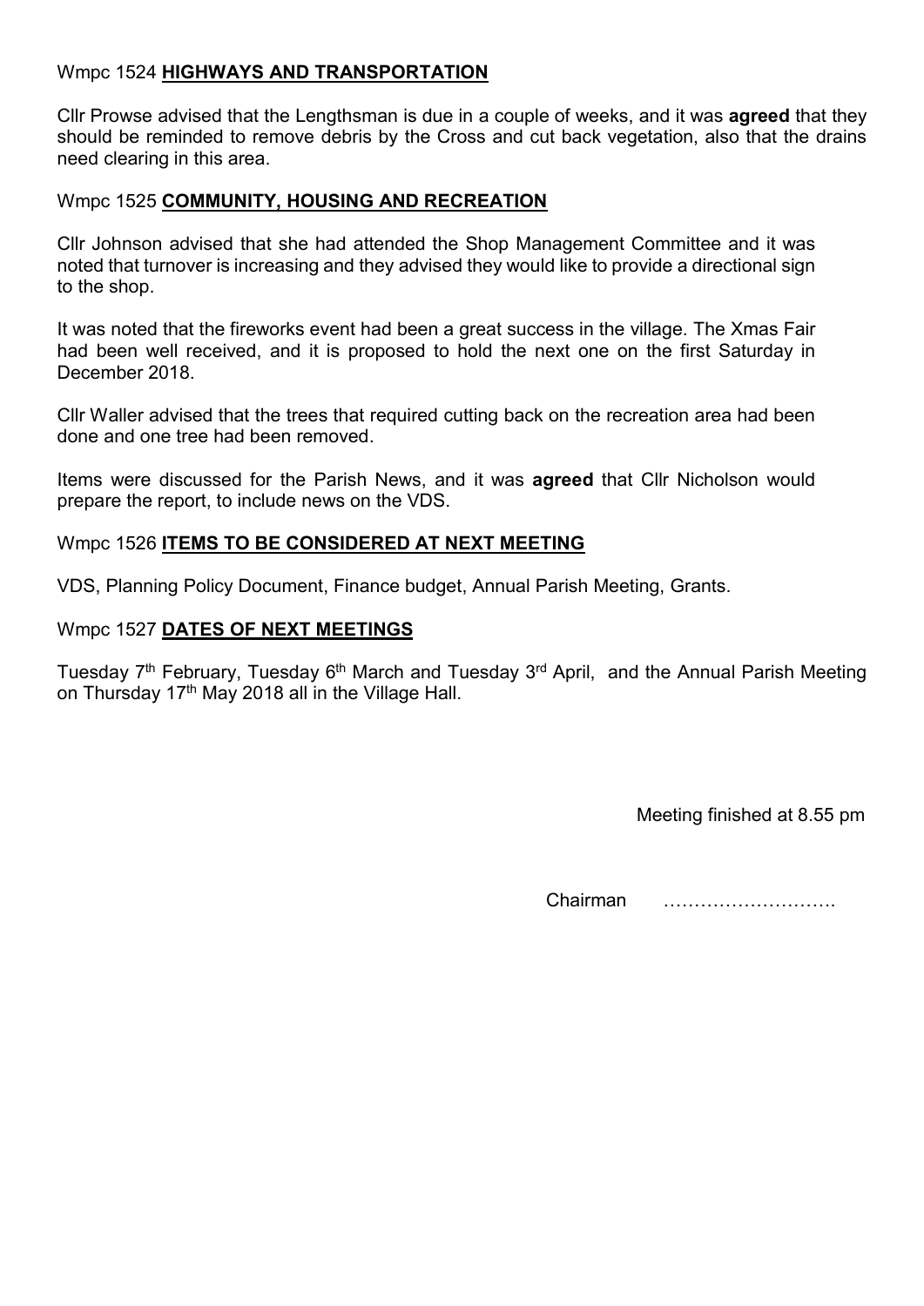Wmpc 1524 **HIGHWAYS AND TRANSPORTATION**

Cllr Prowse advised that the Lengthsman is due in a couple of weeks, and it was **agreed** that they should be reminded to remove debris by the Cross and cut back vegetation, also that the drains need clearing in this area.

Wmpc 1525 **COMMUNITY, HOUSING AND RECREATION**

Cllr Johnson advised that she had attended the Shop Management Committee and it was noted that turnover is increasing and they advised they would like to provide a directional sign to the shop.

It was noted that the fireworks event had been a great success in the village. The Xmas Fair had been well received, and it is proposed to hold the next one on the first Saturday in December 2018.

Cllr Waller advised that the trees that required cutting back on the recreation area had been done and one tree had been removed.

Items were discussed for the Parish News, and it was **agreed** that Cllr Nicholson would prepare the report, to include news on the VDS.

Wmpc 1526 **ITEMS TO BE CONSIDERED AT NEXT MEETING**

VDS, Planning Policy Document, Finance budget, Annual Parish Meeting, Grants.

Wmpc 1527 **DATES OF NEXT MEETINGS**

Tuesday 7th February, Tuesday 6th March and Tuesday 3rd April, and the Annual Parish Meeting on Thursday 17th May 2018 all in the Village Hall.

Meeting finished at 8.55 pm

Chairman ……………………….